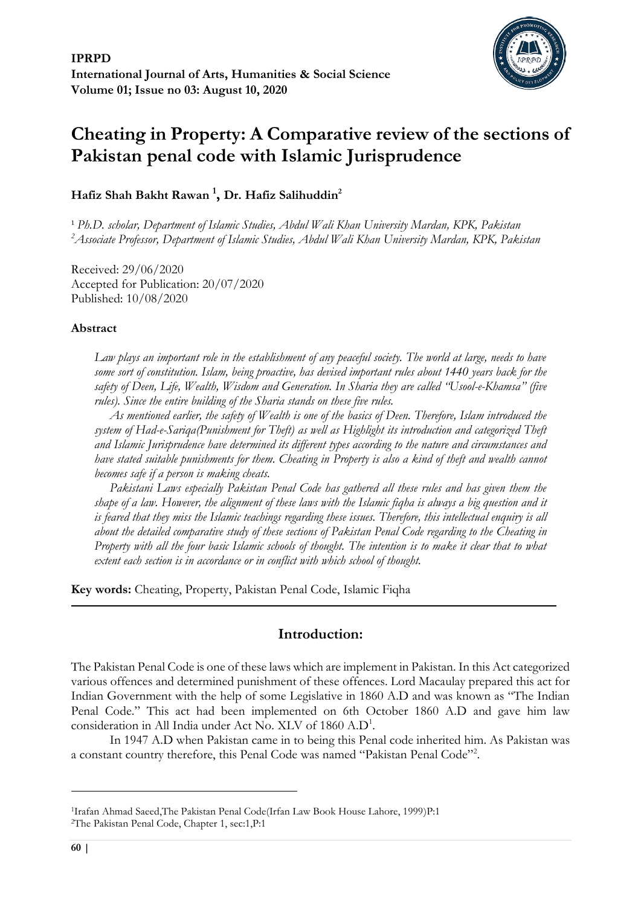**IPRPD**
**International Journal of Arts, Humanities & Social Science**
**Volume 01; Issue no 03: August 10, 2020**

# Cheating in Property: A Comparative review of the sections of Pakistan penal code with Islamic Jurisprudence

**Hafiz Shah Bakht Rawan [1], Dr. Hafiz Salihuddin[2]**

[1] *Ph.D. scholar, Department of Islamic Studies, Abdul Wali Khan University Mardan, KPK, Pakistan*
[2]*Associate Professor, Department of Islamic Studies, Abdul Wali Khan University Mardan, KPK, Pakistan*

Received: 29/06/2020
Accepted for Publication: 20/07/2020
Published: 10/08/2020

### Abstract

*Law plays an important role in the establishment of any peaceful society. The world at large, needs to have some sort of constitution. Islam, being proactive, has devised important rules about 1440 years back for the safety of Deen, Life, Wealth, Wisdom and Generation. In Sharia they are called "Usool-e-Khamsa" (five rules). Since the entire building of the Sharia stands on these five rules.*

*As mentioned earlier, the safety of Wealth is one of the basics of Deen. Therefore, Islam introduced the system of Had-e-Sariqa(Punishment for Theft) as well as Highlight its introduction and categorized Theft and Islamic Jurisprudence have determined its different types according to the nature and circumstances and have stated suitable punishments for them. Cheating in Property is also a kind of theft and wealth cannot becomes safe if a person is making cheats.*

*Pakistani Laws especially Pakistan Penal Code has gathered all these rules and has given them the shape of a law. However, the alignment of these laws with the Islamic fiqha is always a big question and it is feared that they miss the Islamic teachings regarding these issues. Therefore, this intellectual enquiry is all about the detailed comparative study of these sections of Pakistan Penal Code regarding to the Cheating in Property with all the four basic Islamic schools of thought. The intention is to make it clear that to what extent each section is in accordance or in conflict with which school of thought.*

**Key words:** Cheating, Property, Pakistan Penal Code, Islamic Fiqha

## Introduction:

The Pakistan Penal Code is one of these laws which are implement in Pakistan. In this Act categorized various offences and determined punishment of these offences. Lord Macaulay prepared this act for Indian Government with the help of some Legislative in 1860 A.D and was known as "The Indian Penal Code." This act had been implemented on 6th October 1860 A.D and gave him law consideration in All India under Act No. XLV of 1860 A.D[1].

In 1947 A.D when Pakistan came in to being this Penal code inherited him. As Pakistan was a constant country therefore, this Penal Code was named "Pakistan Penal Code"[2].

---

[1]Irafan Ahmad Saeed,The Pakistan Penal Code(Irfan Law Book House Lahore, 1999)P:1
[2]The Pakistan Penal Code, Chapter 1, sec:1,P:1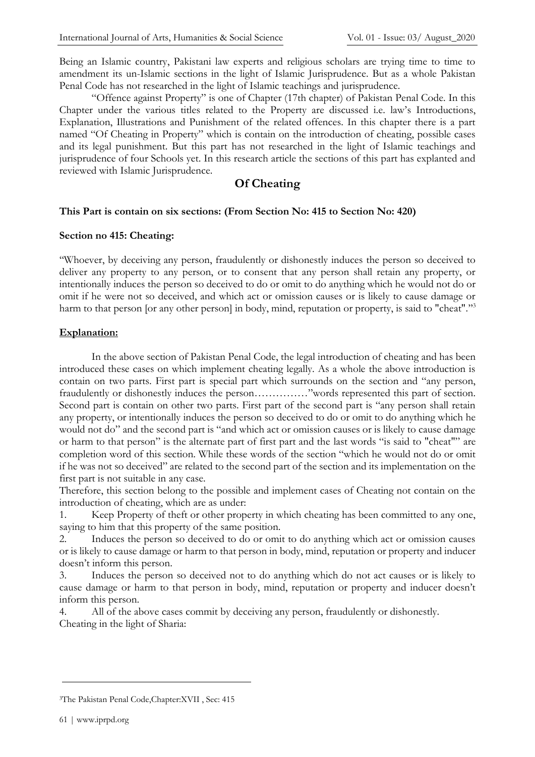Being an Islamic country, Pakistani law experts and religious scholars are trying time to time to amendment its un-Islamic sections in the light of Islamic Jurisprudence. But as a whole Pakistan Penal Code has not researched in the light of Islamic teachings and jurisprudence.

"Offence against Property" is one of Chapter (17th chapter) of Pakistan Penal Code. In this Chapter under the various titles related to the Property are discussed i.e. law's Introductions, Explanation, Illustrations and Punishment of the related offences. In this chapter there is a part named "Of Cheating in Property" which is contain on the introduction of cheating, possible cases and its legal punishment. But this part has not researched in the light of Islamic teachings and jurisprudence of four Schools yet. In this research article the sections of this part has explanted and reviewed with Islamic Jurisprudence.

## Of Cheating

**This Part is contain on six sections: (From Section No: 415 to Section No: 420)**

**Section no 415: Cheating:**

"Whoever, by deceiving any person, fraudulently or dishonestly induces the person so deceived to deliver any property to any person, or to consent that any person shall retain any property, or intentionally induces the person so deceived to do or omit to do anything which he would not do or omit if he were not so deceived, and which act or omission causes or is likely to cause damage or harm to that person [or any other person] in body, mind, reputation or property, is said to "cheat"."[3]

**Explanation:**

In the above section of Pakistan Penal Code, the legal introduction of cheating and has been introduced these cases on which implement cheating legally. As a whole the above introduction is contain on two parts. First part is special part which surrounds on the section and "any person, fraudulently or dishonestly induces the person……………"words represented this part of section. Second part is contain on other two parts. First part of the second part is "any person shall retain any property, or intentionally induces the person so deceived to do or omit to do anything which he would not do" and the second part is "and which act or omission causes or is likely to cause damage or harm to that person" is the alternate part of first part and the last words "is said to "cheat"" are completion word of this section. While these words of the section "which he would not do or omit if he was not so deceived" are related to the second part of the section and its implementation on the first part is not suitable in any case.

Therefore, this section belong to the possible and implement cases of Cheating not contain on the introduction of cheating, which are as under:

1. Keep Property of theft or other property in which cheating has been committed to any one, saying to him that this property of the same position.
2. Induces the person so deceived to do or omit to do anything which act or omission causes or is likely to cause damage or harm to that person in body, mind, reputation or property and inducer doesn't inform this person.
3. Induces the person so deceived not to do anything which do not act causes or is likely to cause damage or harm to that person in body, mind, reputation or property and inducer doesn't inform this person.
4. All of the above cases commit by deceiving any person, fraudulently or dishonestly.

Cheating in the light of Sharia:

[3]The Pakistan Penal Code,Chapter:XVII , Sec: 415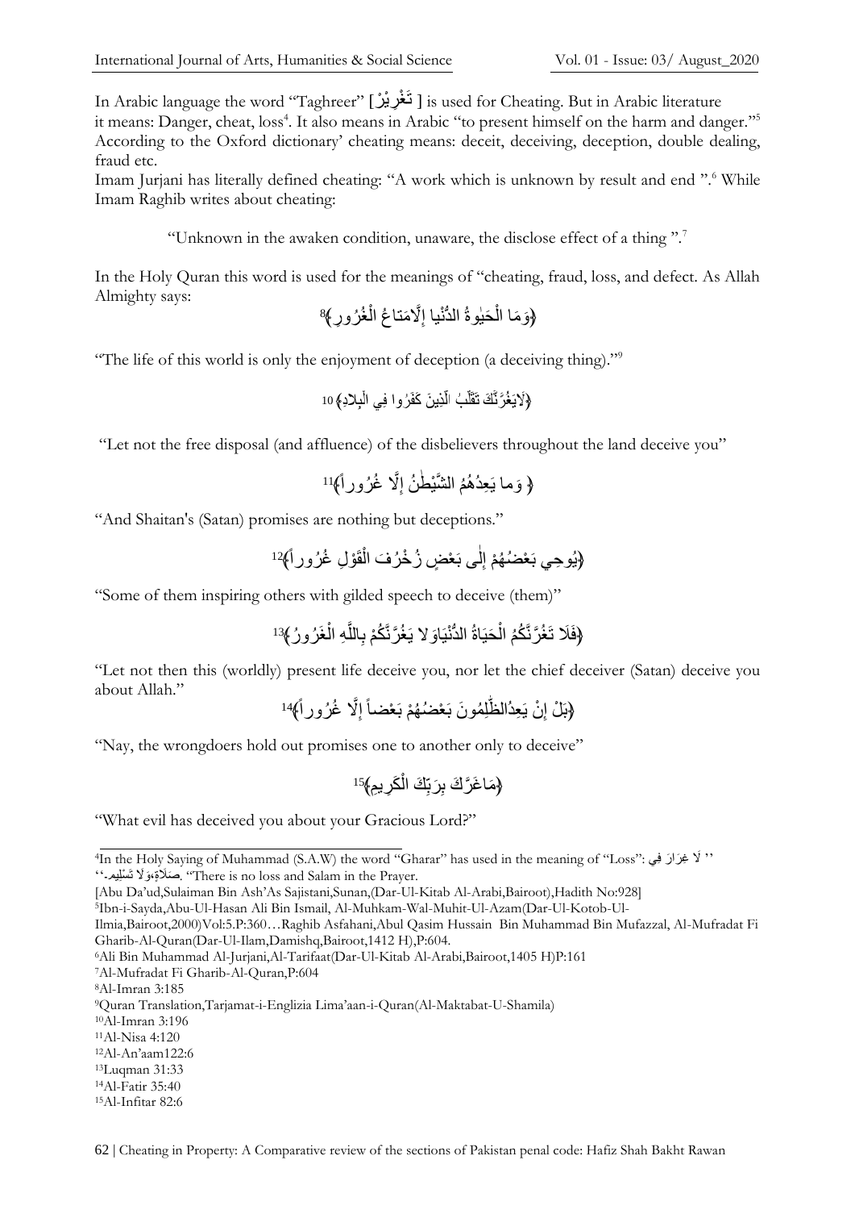In Arabic language the word "Taghreer" [تَغْرِيْرْ] is used for Cheating. But in Arabic literature it means: Danger, cheat, loss[4]. It also means in Arabic "to present himself on the harm and danger."[5] According to the Oxford dictionary' cheating means: deceit, deceiving, deception, double dealing, fraud etc.

Imam Jurjani has literally defined cheating: "A work which is unknown by result and end ".[6] While Imam Raghib writes about cheating:

"Unknown in the awaken condition, unaware, the disclose effect of a thing ".[7]

In the Holy Quran this word is used for the meanings of "cheating, fraud, loss, and defect. As Allah Almighty says:

﴿وَمَا الْحَيٰوةُ الدُّنْيا إِلَّامَتاعُ الْغُرُورِ﴾[8]

"The life of this world is only the enjoyment of deception (a deceiving thing)."[9]

﴿لَايَغُرَّنَّكَ تَقَلُّبُ الَّذِينَ كَفَرُوا فِي الْبِلَادِ﴾[10]

"Let not the free disposal (and affluence) of the disbelievers throughout the land deceive you"

﴿ وَما يَعِدُهُمُ الشَّيْطٰنُ إِلَّا غُرُوراً﴾[11]

"And Shaitan's (Satan) promises are nothing but deceptions."

﴿يُوحِي بَعْضُهُمْ إِلٰى بَعْضٍ زُخْرُفَ الْقَوْلِ غُرُوراً﴾[12]

"Some of them inspiring others with gilded speech to deceive (them)"

﴿فَلَا تَغُرَّنَّكُمُ الْحَيَاةُ الدُّنْيَاوَلا يَغُرَّنَّكُمْ بِاللَّهِ الْغَرُورُ﴾[13]

"Let not then this (worldly) present life deceive you, nor let the chief deceiver (Satan) deceive you about Allah."

﴿بَلْ إِنْ يَعِدُالظّٰلِمُونَ بَعْضُهُمْ بَعْضاً إِلَّا غُرُوراً﴾[14]

"Nay, the wrongdoers hold out promises one to another only to deceive"

﴿مَاغَرَّكَ بِرَبِّكَ الْكَرِيمِ﴾[15]

"What evil has deceived you about your Gracious Lord?"

---

[4] In the Holy Saying of Muhammad (S.A.W) the word "Gharar" has used in the meaning of "Loss": "لَا غِرَارَ فِي صَلَاةٍ،وَلَا تَسْلِيمٍ" ."There is no loss and Salam in the Prayer.
[Abu Da'ud,Sulaiman Bin Ash'As Sajistani,Sunan,(Dar-Ul-Kitab Al-Arabi,Bairoot),Hadith No:928]

[5] Ibn-i-Sayda,Abu-Ul-Hasan Ali Bin Ismail, Al-Muhkam-Wal-Muhit-Ul-Azam(Dar-Ul-Kotob-Ul-Ilmia,Bairoot,2000)Vol:5.P:360…Raghib Asfahani,Abul Qasim Hussain Bin Muhammad Bin Mufazzal, Al-Mufradat Fi Gharib-Al-Quran(Dar-Ul-Ilam,Damishq,Bairoot,1412 H),P:604.

[6] Ali Bin Muhammad Al-Jurjani,Al-Tarifaat(Dar-Ul-Kitab Al-Arabi,Bairoot,1405 H)P:161

[7] Al-Mufradat Fi Gharib-Al-Quran,P:604

[8] Al-Imran 3:185

[9] Quran Translation,Tarjamat-i-Englizia Lima'aan-i-Quran(Al-Maktabat-U-Shamila)

[10] Al-Imran 3:196

[11] Al-Nisa 4:120

[12] Al-An'aam122:6

[13] Luqman 31:33

[14] Al-Fatir 35:40

[15] Al-Infitar 82:6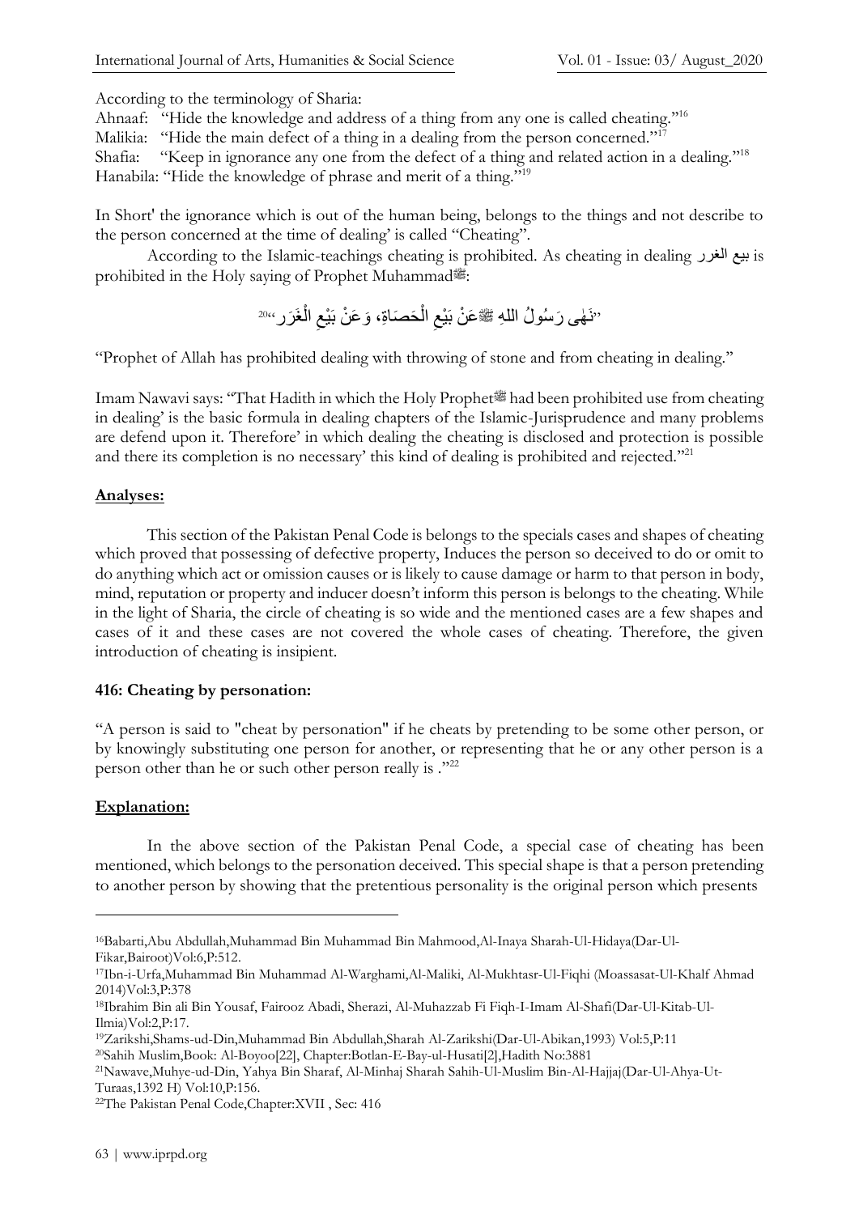According to the terminology of Sharia:

Ahnaaf: "Hide the knowledge and address of a thing from any one is called cheating."[16]

Malikia: "Hide the main defect of a thing in a dealing from the person concerned."[17]

Shafia: "Keep in ignorance any one from the defect of a thing and related action in a dealing."[18]

Hanabila: "Hide the knowledge of phrase and merit of a thing."[19]

In Short' the ignorance which is out of the human being, belongs to the things and not describe to the person concerned at the time of dealing' is called "Cheating".

According to the Islamic-teachings cheating is prohibited. As cheating in dealing بيع الغرر is prohibited in the Holy saying of Prophet Muhammadﷺ:

"نَهَى رَسُولُ اللهِ ﷺعَنْ بَيْعِ الْحَصَاةِ، وَعَنْ بَيْعِ الْغَرَرِ"[20]

"Prophet of Allah has prohibited dealing with throwing of stone and from cheating in dealing."

Imam Nawavi says: "That Hadith in which the Holy Prophetﷺ had been prohibited use from cheating in dealing' is the basic formula in dealing chapters of the Islamic-Jurisprudence and many problems are defend upon it. Therefore' in which dealing the cheating is disclosed and protection is possible and there its completion is no necessary' this kind of dealing is prohibited and rejected."[21]

**Analyses:**

This section of the Pakistan Penal Code is belongs to the specials cases and shapes of cheating which proved that possessing of defective property, Induces the person so deceived to do or omit to do anything which act or omission causes or is likely to cause damage or harm to that person in body, mind, reputation or property and inducer doesn't inform this person is belongs to the cheating. While in the light of Sharia, the circle of cheating is so wide and the mentioned cases are a few shapes and cases of it and these cases are not covered the whole cases of cheating. Therefore, the given introduction of cheating is insipient.

**416: Cheating by personation:**

"A person is said to "cheat by personation" if he cheats by pretending to be some other person, or by knowingly substituting one person for another, or representing that he or any other person is a person other than he or such other person really is ."[22]

**Explanation:**

In the above section of the Pakistan Penal Code, a special case of cheating has been mentioned, which belongs to the personation deceived. This special shape is that a person pretending to another person by showing that the pretentious personality is the original person which presents

---

[16] Babarti,Abu Abdullah,Muhammad Bin Muhammad Bin Mahmood,Al-Inaya Sharah-Ul-Hidaya(Dar-Ul-Fikar,Bairoot)Vol:6,P:512.

[17] Ibn-i-Urfa,Muhammad Bin Muhammad Al-Warghami,Al-Maliki, Al-Mukhtasr-Ul-Fiqhi (Moassasat-Ul-Khalf Ahmad 2014)Vol:3,P:378

[18] Ibrahim Bin ali Bin Yousaf, Fairooz Abadi, Sherazi, Al-Muhazzab Fi Fiqh-I-Imam Al-Shafi(Dar-Ul-Kitab-Ul-Ilmia)Vol:2,P:17.

[19] Zarikshi,Shams-ud-Din,Muhammad Bin Abdullah,Sharah Al-Zarikshi(Dar-Ul-Abikan,1993) Vol:5,P:11

[20] Sahih Muslim,Book: Al-Boyoo[22], Chapter:Botlan-E-Bay-ul-Husati[2],Hadith No:3881

[21] Nawave,Muhye-ud-Din, Yahya Bin Sharaf, Al-Minhaj Sharah Sahih-Ul-Muslim Bin-Al-Hajjaj(Dar-Ul-Ahya-Ut-Turaas,1392 H) Vol:10,P:156.

[22] The Pakistan Penal Code,Chapter:XVII , Sec: 416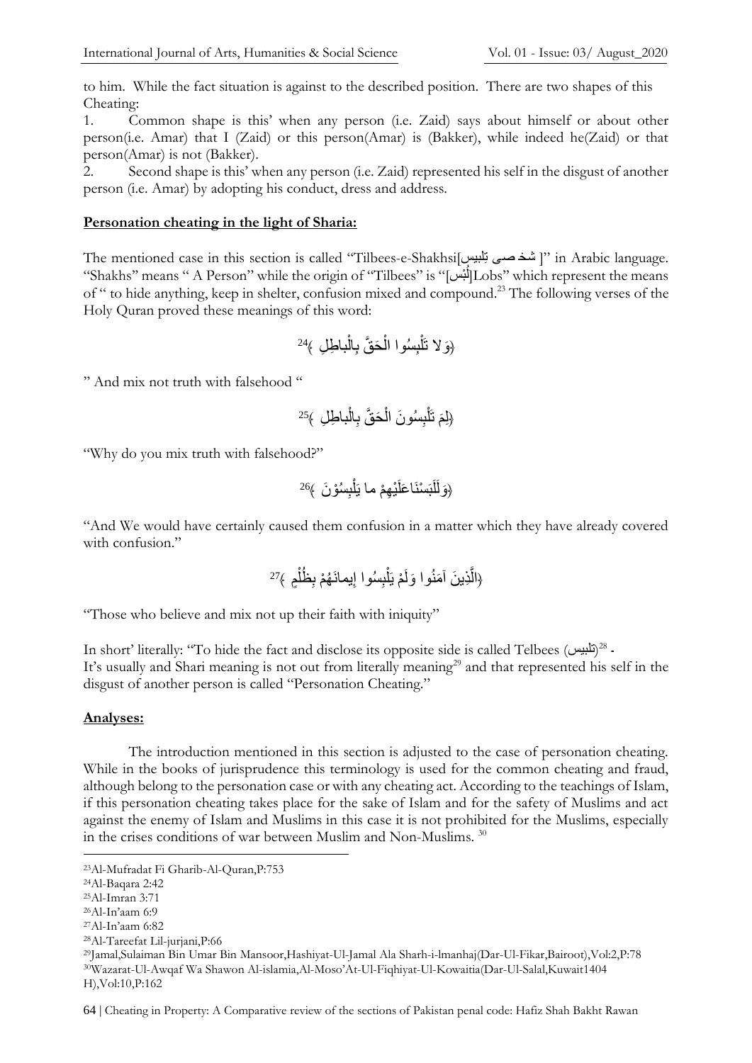to him. While the fact situation is against to the described position. There are two shapes of this Cheating:

1. Common shape is this' when any person (i.e. Zaid) says about himself or about other person(i.e. Amar) that I (Zaid) or this person(Amar) is (Bakker), while indeed he(Zaid) or that person(Amar) is not (Bakker).
2. Second shape is this' when any person (i.e. Zaid) represented his self in the disgust of another person (i.e. Amar) by adopting his conduct, dress and address.

**Personation cheating in the light of Sharia:**

The mentioned case in this section is called "Tilbees-e-Shakhsi[شخصی تلبیس ]" in Arabic language. "Shakhs" means " A Person" while the origin of "Tilbees" is "[لُبْس]Lobs" which represent the means of " to hide anything, keep in shelter, confusion mixed and compound.[23] The following verses of the Holy Quran proved these meanings of this word:

﴿وَلا تَلْبِسُوا الْحَقَّ بِالْباطِلِ ﴾[24]

" And mix not truth with falsehood "

﴿لِمَ تَلْبِسُونَ الْحَقَّ بِالْباطِلِ ﴾[25]

"Why do you mix truth with falsehood?"

﴿وَلَلَبَسْنَاعَلَيْهِمْ ما يَلْبِسُوْنَ ﴾[26]

"And We would have certainly caused them confusion in a matter which they have already covered with confusion."

﴿الَّذِينَ آمَنُوا وَلَمْ يَلْبِسُوا إِيمانَهُمْ بِظُلْمٍ ﴾[27]

"Those who believe and mix not up their faith with iniquity"

In short' literally: "To hide the fact and disclose its opposite side is called Telbees (تلبیس)[28] - It's usually and Shari meaning is not out from literally meaning[29] and that represented his self in the disgust of another person is called "Personation Cheating."

**Analyses:**

The introduction mentioned in this section is adjusted to the case of personation cheating. While in the books of jurisprudence this terminology is used for the common cheating and fraud, although belong to the personation case or with any cheating act. According to the teachings of Islam, if this personation cheating takes place for the sake of Islam and for the safety of Muslims and act against the enemy of Islam and Muslims in this case it is not prohibited for the Muslims, especially in the crises conditions of war between Muslim and Non-Muslims. [30]

---

[23]Al-Mufradat Fi Gharib-Al-Quran,P:753

[24]Al-Baqara 2:42

[25]Al-Imran 3:71

[26]Al-In'aam 6:9

[27]Al-In'aam 6:82

[28]Al-Tareefat Lil-jurjani,P:66

[29]Jamal,Sulaiman Bin Umar Bin Mansoor,Hashiyat-Ul-Jamal Ala Sharh-i-lmanhaj(Dar-Ul-Fikar,Bairoot),Vol:2,P:78

[30]Wazarat-Ul-Awqaf Wa Shawon Al-islamia,Al-Moso'At-Ul-Fiqhiyat-Ul-Kowaitia(Dar-Ul-Salal,Kuwait1404 H),Vol:10,P:162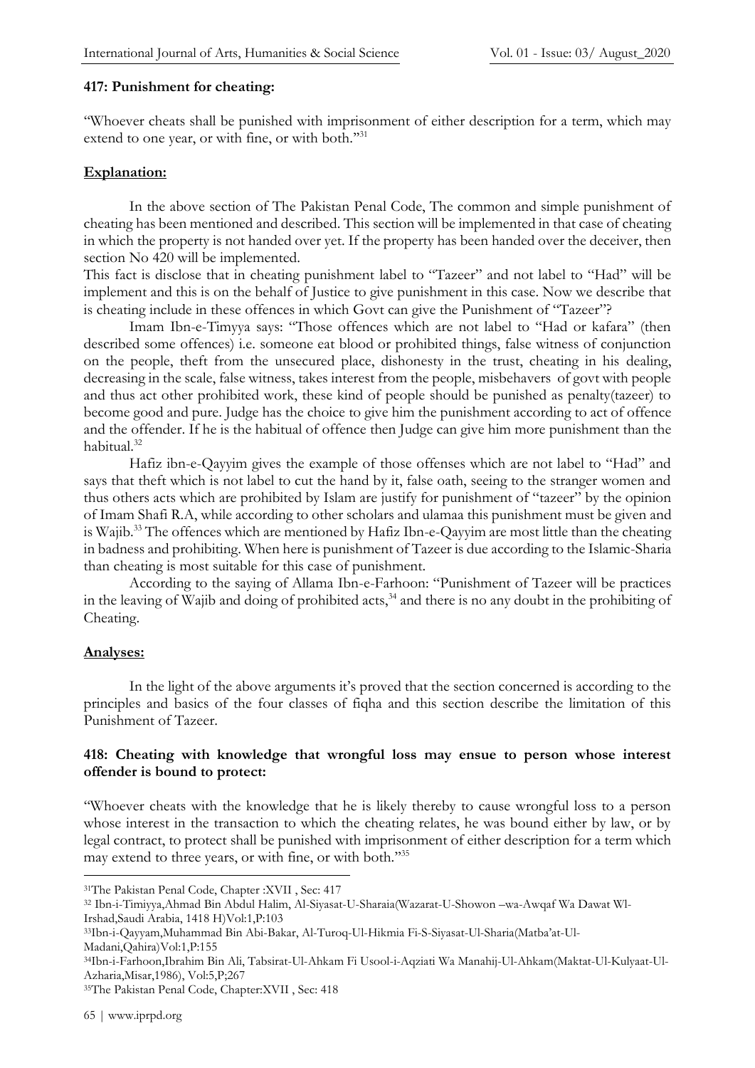### 417: Punishment for cheating:

"Whoever cheats shall be punished with imprisonment of either description for a term, which may extend to one year, or with fine, or with both."[31]

**Explanation:**

In the above section of The Pakistan Penal Code, The common and simple punishment of cheating has been mentioned and described. This section will be implemented in that case of cheating in which the property is not handed over yet. If the property has been handed over the deceiver, then section No 420 will be implemented.

This fact is disclose that in cheating punishment label to "Tazeer" and not label to "Had" will be implement and this is on the behalf of Justice to give punishment in this case. Now we describe that is cheating include in these offences in which Govt can give the Punishment of "Tazeer"?

Imam Ibn-e-Timyya says: "Those offences which are not label to "Had or kafara" (then described some offences) i.e. someone eat blood or prohibited things, false witness of conjunction on the people, theft from the unsecured place, dishonesty in the trust, cheating in his dealing, decreasing in the scale, false witness, takes interest from the people, misbehavers of govt with people and thus act other prohibited work, these kind of people should be punished as penalty(tazeer) to become good and pure. Judge has the choice to give him the punishment according to act of offence and the offender. If he is the habitual of offence then Judge can give him more punishment than the habitual.[32]

Hafiz ibn-e-Qayyim gives the example of those offenses which are not label to "Had" and says that theft which is not label to cut the hand by it, false oath, seeing to the stranger women and thus others acts which are prohibited by Islam are justify for punishment of "tazeer" by the opinion of Imam Shafi R.A, while according to other scholars and ulamaa this punishment must be given and is Wajib.[33] The offences which are mentioned by Hafiz Ibn-e-Qayyim are most little than the cheating in badness and prohibiting. When here is punishment of Tazeer is due according to the Islamic-Sharia than cheating is most suitable for this case of punishment.

According to the saying of Allama Ibn-e-Farhoon: "Punishment of Tazeer will be practices in the leaving of Wajib and doing of prohibited acts,[34] and there is no any doubt in the prohibiting of Cheating.

**Analyses:**

In the light of the above arguments it's proved that the section concerned is according to the principles and basics of the four classes of fiqha and this section describe the limitation of this Punishment of Tazeer.

### 418: Cheating with knowledge that wrongful loss may ensue to person whose interest offender is bound to protect:

"Whoever cheats with the knowledge that he is likely thereby to cause wrongful loss to a person whose interest in the transaction to which the cheating relates, he was bound either by law, or by legal contract, to protect shall be punished with imprisonment of either description for a term which may extend to three years, or with fine, or with both."[35]

---

[31]The Pakistan Penal Code, Chapter :XVII , Sec: 417

[32] Ibn-i-Timiyya,Ahmad Bin Abdul Halim, Al-Siyasat-U-Sharaia(Wazarat-U-Showon –wa-Awqaf Wa Dawat Wl-Irshad,Saudi Arabia, 1418 H)Vol:1,P:103

[33]Ibn-i-Qayyam,Muhammad Bin Abi-Bakar, Al-Turoq-Ul-Hikmia Fi-S-Siyasat-Ul-Sharia(Matba'at-Ul-Madani,Qahira)Vol:1,P:155

[34]Ibn-i-Farhoon,Ibrahim Bin Ali, Tabsirat-Ul-Ahkam Fi Usool-i-Aqziati Wa Manahij-Ul-Ahkam(Maktat-Ul-Kulyaat-Ul-Azharia,Misar,1986), Vol:5,P;267

[35]The Pakistan Penal Code, Chapter:XVII , Sec: 418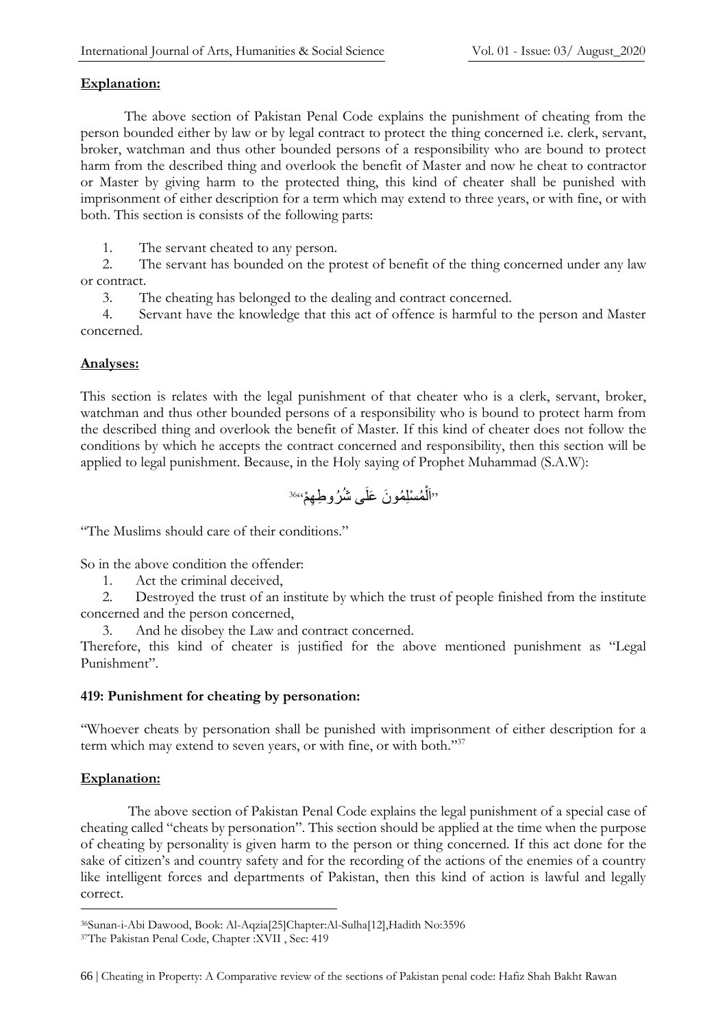**Explanation:**

The above section of Pakistan Penal Code explains the punishment of cheating from the person bounded either by law or by legal contract to protect the thing concerned i.e. clerk, servant, broker, watchman and thus other bounded persons of a responsibility who are bound to protect harm from the described thing and overlook the benefit of Master and now he cheat to contractor or Master by giving harm to the protected thing, this kind of cheater shall be punished with imprisonment of either description for a term which may extend to three years, or with fine, or with both. This section is consists of the following parts:

1. The servant cheated to any person.
2. The servant has bounded on the protest of benefit of the thing concerned under any law or contract.
3. The cheating has belonged to the dealing and contract concerned.
4. Servant have the knowledge that this act of offence is harmful to the person and Master concerned.

**Analyses:**

This section is relates with the legal punishment of that cheater who is a clerk, servant, broker, watchman and thus other bounded persons of a responsibility who is bound to protect harm from the described thing and overlook the benefit of Master. If this kind of cheater does not follow the conditions by which he accepts the contract concerned and responsibility, then this section will be applied to legal punishment. Because, in the Holy saying of Prophet Muhammad (S.A.W):

"اَلْمُسْلِمُونَ عَلَى شُرُوطِهِمْ"[36]

"The Muslims should care of their conditions."

So in the above condition the offender:

1. Act the criminal deceived,
2. Destroyed the trust of an institute by which the trust of people finished from the institute concerned and the person concerned,
3. And he disobey the Law and contract concerned.

Therefore, this kind of cheater is justified for the above mentioned punishment as "Legal Punishment".

**419: Punishment for cheating by personation:**

"Whoever cheats by personation shall be punished with imprisonment of either description for a term which may extend to seven years, or with fine, or with both."[37]

**Explanation:**

The above section of Pakistan Penal Code explains the legal punishment of a special case of cheating called "cheats by personation". This section should be applied at the time when the purpose of cheating by personality is given harm to the person or thing concerned. If this act done for the sake of citizen's and country safety and for the recording of the actions of the enemies of a country like intelligent forces and departments of Pakistan, then this kind of action is lawful and legally correct.

---

[36] Sunan-i-Abi Dawood, Book: Al-Aqzia[25]Chapter:Al-Sulha[12],Hadith No:3596

[37] The Pakistan Penal Code, Chapter :XVII , Sec: 419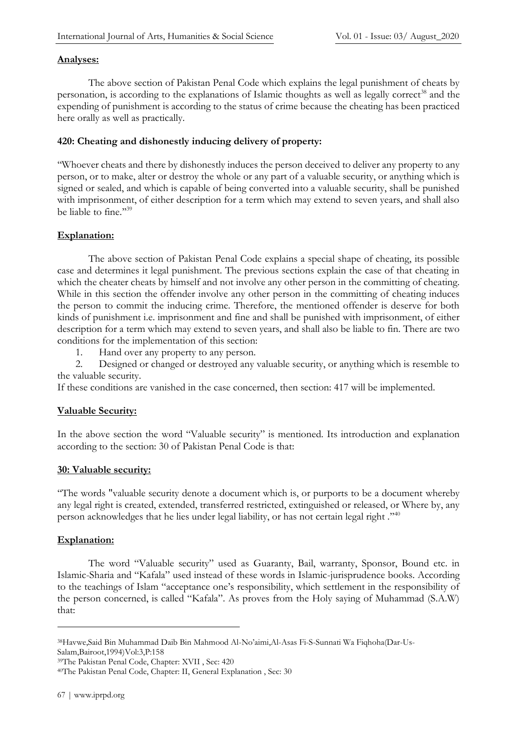**Analyses:**

The above section of Pakistan Penal Code which explains the legal punishment of cheats by personation, is according to the explanations of Islamic thoughts as well as legally correct[38] and the expending of punishment is according to the status of crime because the cheating has been practiced here orally as well as practically.

**420: Cheating and dishonestly inducing delivery of property:**

"Whoever cheats and there by dishonestly induces the person deceived to deliver any property to any person, or to make, alter or destroy the whole or any part of a valuable security, or anything which is signed or sealed, and which is capable of being converted into a valuable security, shall be punished with imprisonment, of either description for a term which may extend to seven years, and shall also be liable to fine."[39]

**Explanation:**

The above section of Pakistan Penal Code explains a special shape of cheating, its possible case and determines it legal punishment. The previous sections explain the case of that cheating in which the cheater cheats by himself and not involve any other person in the committing of cheating. While in this section the offender involve any other person in the committing of cheating induces the person to commit the inducing crime. Therefore, the mentioned offender is deserve for both kinds of punishment i.e. imprisonment and fine and shall be punished with imprisonment, of either description for a term which may extend to seven years, and shall also be liable to fin. There are two conditions for the implementation of this section:

1. Hand over any property to any person.
2. Designed or changed or destroyed any valuable security, or anything which is resemble to the valuable security.

If these conditions are vanished in the case concerned, then section: 417 will be implemented.

**Valuable Security:**

In the above section the word "Valuable security" is mentioned. Its introduction and explanation according to the section: 30 of Pakistan Penal Code is that:

**30: Valuable security:**

"The words "valuable security denote a document which is, or purports to be a document whereby any legal right is created, extended, transferred restricted, extinguished or released, or Where by, any person acknowledges that he lies under legal liability, or has not certain legal right ."[40]

**Explanation:**

The word "Valuable security" used as Guaranty, Bail, warranty, Sponsor, Bound etc. in Islamic-Sharia and "Kafala" used instead of these words in Islamic-jurisprudence books. According to the teachings of Islam "acceptance one's responsibility, which settlement in the responsibility of the person concerned, is called "Kafala". As proves from the Holy saying of Muhammad (S.A.W) that:

---

[38] Havwe,Said Bin Muhammad Daib Bin Mahmood Al-No'aimi,Al-Asas Fi-S-Sunnati Wa Fiqhoha(Dar-Us-Salam,Bairoot,1994)Vol:3,P:158

[39] The Pakistan Penal Code, Chapter: XVII , Sec: 420

[40] The Pakistan Penal Code, Chapter: II, General Explanation , Sec: 30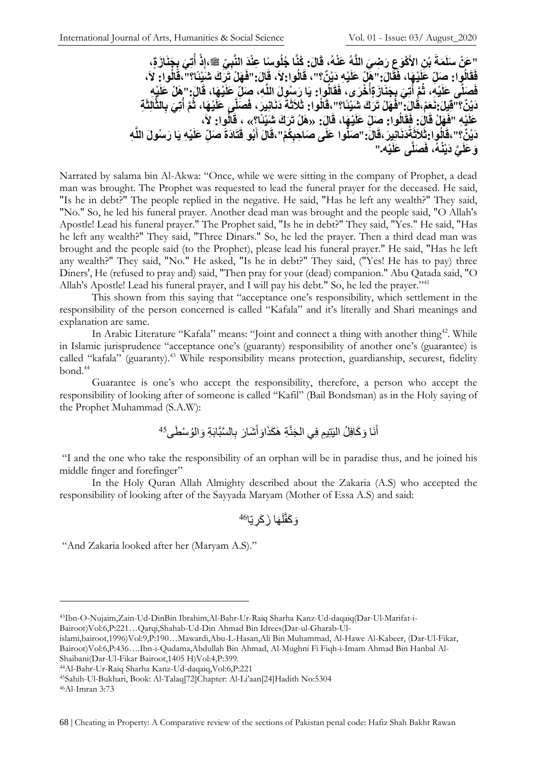"عَنْ سَلَمَةَ بْنِ الأَكْوَعِ رَضِيَ اللَّهُ عَنْهُ، قَالَ: كُنَّا جُلُوسًا عِنْدَ النَّبِيِّ ﷺ،إِذْ أُتِيَ بِجَنَازَةٍ، فَقَالُوا: صَلِّ عَلَيْهَا، فَقَالَ:"هَلْ عَلَيْهِ دَيْنٌ؟"، قَالُوا:لاَ، قَالَ:"فَهَلْ تَرَكَ شَيْئًا؟"،قَالُوا: لاَ، فَصَلَّى عَلَيْهِ، ثُمَّ أُتِيَ بِجَنَازَةٍأُخْرَى، فَقَالُوا: يَا رَسُولَ اللَّهِ، صَلِّ عَلَيْهَا، قَالَ:"هَلْ عَلَيْهِ دَيْنٌ؟"قِيلَ:نَعَمْ،قَالَ:"فَهَلْ تَرَكَ شَيْئًا؟"،قَالُوا: ثَلاَثَةَ دَنَانِيرَ، فَصَلَّى عَلَيْهَا، ثُمَّ أُتِيَ بِالثَّالِثَةِ عَلَيْهِ "فَهَلْ قَالَ: فَقَالُوا: صَلِّ عَلَيْهَا، قَالَ: «هَلْ تَرَكَ شَيْئًا؟» ، قَالُوا: لاَ، دَيْنٌ؟"،قَالُوا:ثَلاَثَةُدَنَانِيرَ،قَالَ:"صَلُّوا عَلَى صَاحِبِكُمْ"،قَالَ أَبُو قَتَادَةَ صَلِّ عَلَيْهِ يَا رَسُولَ اللَّهِ وَعَلَيَّ دَيْنُهُ، فَصَلَّى عَلَيْه."

Narrated by salama bin Al-Akwa: "Once, while we were sitting in the company of Prophet, a dead man was brought. The Prophet was requested to lead the funeral prayer for the deceased. He said, "Is he in debt?" The people replied in the negative. He said, "Has he left any wealth?" They said, "No." So, he led his funeral prayer. Another dead man was brought and the people said, "O Allah's Apostle! Lead his funeral prayer." The Prophet said, "Is he in debt?" They said, "Yes." He said, "Has he left any wealth?" They said, "Three Dinars." So, he led the prayer. Then a third dead man was brought and the people said (to the Prophet), please lead his funeral prayer." He said, "Has he left any wealth?" They said, "No." He asked, "Is he in debt?" They said, ("Yes! He has to pay) three Diners', He (refused to pray and) said, "Then pray for your (dead) companion." Abu Qatada said, "O Allah's Apostle! Lead his funeral prayer, and I will pay his debt." So, he led the prayer."[41]

This shown from this saying that "acceptance one's responsibility, which settlement in the responsibility of the person concerned is called "Kafala" and it's literally and Shari meanings and explanation are same.

In Arabic Literature "Kafala" means: "Joint and connect a thing with another thing[42]. While in Islamic jurisprudence "acceptance one's (guaranty) responsibility of another one's (guarantee) is called "kafala" (guaranty).[43] While responsibility means protection, guardianship, securest, fidelity bond.[44]

Guarantee is one's who accept the responsibility, therefore, a person who accept the responsibility of looking after of someone is called "Kafil" (Bail Bondsman) as in the Holy saying of the Prophet Muhammad (S.A.W):

أَنَا وَكَافِلُ اليَتِيمِ فِي الجَنَّةِ هَكَذَاوَأَشَارَ بِالسَّبَّابَةِ وَالوُسْطَى[45]

"I and the one who take the responsibility of an orphan will be in paradise thus, and he joined his middle finger and forefinger"

In the Holy Quran Allah Almighty described about the Zakaria (A.S) who accepted the responsibility of looking after of the Sayyada Maryam (Mother of Essa A.S) and said:

وَكَفَّلَهَا زَكَرِيَّا[46]

"And Zakaria looked after her (Maryam A.S)."

---

[43] Ibn-O-Nujaim,Zain-Ud-DinBin Ibrahim,Al-Bahr-Ur-Raiq Sharha Kanz-Ud-daqaiq(Dar-Ul-Marifat-i-Bairoot)Vol:6,P:221…Qarqi,Shahab-Ud-Din Ahmad Bin Idrees(Dar-ul-Gharab-Ul-islami,bairoot,1996)Vol:9,P:190…Mawardi,Abu-L-Hasan,Ali Bin Muhammad, Al-Hawe Al-Kabeer, (Dar-Ul-Fikar, Bairoot)Vol:6,P:436….Ibn-i-Qudama,Abdullah Bin Ahmad, Al-Mughni Fi Fiqh-i-Imam Ahmad Bin Hanbal Al-Shaibani(Dar-Ul-Fikar Bairoot,1405 H)Vol:4,P:399.

[44] Al-Bahr-Ur-Raiq Sharha Kanz-Ud-daqaiq,Vol:6,P:221

[45] Sahih-Ul-Bukhari, Book: Al-Talaq[72]Chapter: Al-Li'aan[24]Hadith No:5304

[46] Al-Imran 3:73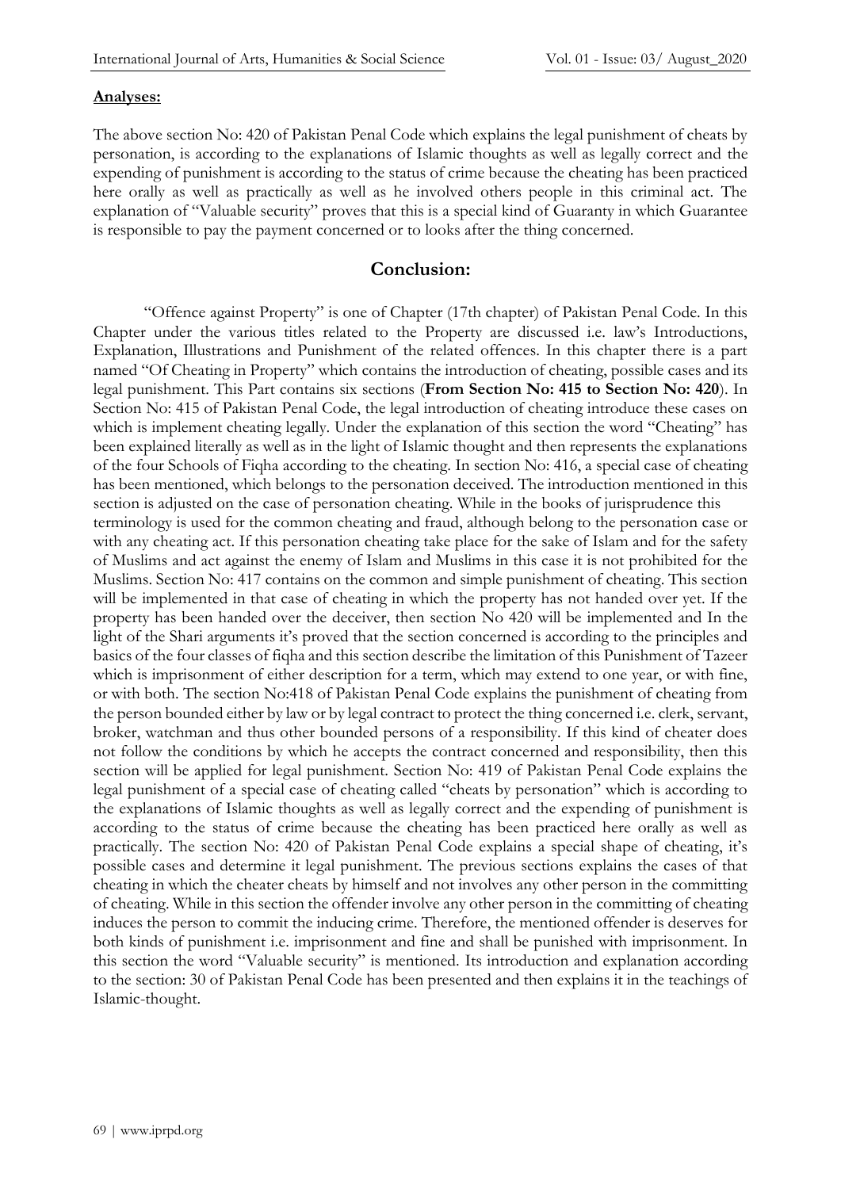**Analyses:**

The above section No: 420 of Pakistan Penal Code which explains the legal punishment of cheats by personation, is according to the explanations of Islamic thoughts as well as legally correct and the expending of punishment is according to the status of crime because the cheating has been practiced here orally as well as practically as well as he involved others people in this criminal act. The explanation of "Valuable security" proves that this is a special kind of Guaranty in which Guarantee is responsible to pay the payment concerned or to looks after the thing concerned.

## Conclusion:

"Offence against Property" is one of Chapter (17th chapter) of Pakistan Penal Code. In this Chapter under the various titles related to the Property are discussed i.e. law's Introductions, Explanation, Illustrations and Punishment of the related offences. In this chapter there is a part named "Of Cheating in Property" which contains the introduction of cheating, possible cases and its legal punishment. This Part contains six sections (**From Section No: 415 to Section No: 420**). In Section No: 415 of Pakistan Penal Code, the legal introduction of cheating introduce these cases on which is implement cheating legally. Under the explanation of this section the word "Cheating" has been explained literally as well as in the light of Islamic thought and then represents the explanations of the four Schools of Fiqha according to the cheating. In section No: 416, a special case of cheating has been mentioned, which belongs to the personation deceived. The introduction mentioned in this section is adjusted on the case of personation cheating. While in the books of jurisprudence this terminology is used for the common cheating and fraud, although belong to the personation case or with any cheating act. If this personation cheating take place for the sake of Islam and for the safety of Muslims and act against the enemy of Islam and Muslims in this case it is not prohibited for the Muslims. Section No: 417 contains on the common and simple punishment of cheating. This section will be implemented in that case of cheating in which the property has not handed over yet. If the property has been handed over the deceiver, then section No 420 will be implemented and In the light of the Shari arguments it's proved that the section concerned is according to the principles and basics of the four classes of fiqha and this section describe the limitation of this Punishment of Tazeer which is imprisonment of either description for a term, which may extend to one year, or with fine, or with both. The section No:418 of Pakistan Penal Code explains the punishment of cheating from the person bounded either by law or by legal contract to protect the thing concerned i.e. clerk, servant, broker, watchman and thus other bounded persons of a responsibility. If this kind of cheater does not follow the conditions by which he accepts the contract concerned and responsibility, then this section will be applied for legal punishment. Section No: 419 of Pakistan Penal Code explains the legal punishment of a special case of cheating called "cheats by personation" which is according to the explanations of Islamic thoughts as well as legally correct and the expending of punishment is according to the status of crime because the cheating has been practiced here orally as well as practically. The section No: 420 of Pakistan Penal Code explains a special shape of cheating, it's possible cases and determine it legal punishment. The previous sections explains the cases of that cheating in which the cheater cheats by himself and not involves any other person in the committing of cheating. While in this section the offender involve any other person in the committing of cheating induces the person to commit the inducing crime. Therefore, the mentioned offender is deserves for both kinds of punishment i.e. imprisonment and fine and shall be punished with imprisonment. In this section the word "Valuable security" is mentioned. Its introduction and explanation according to the section: 30 of Pakistan Penal Code has been presented and then explains it in the teachings of Islamic-thought.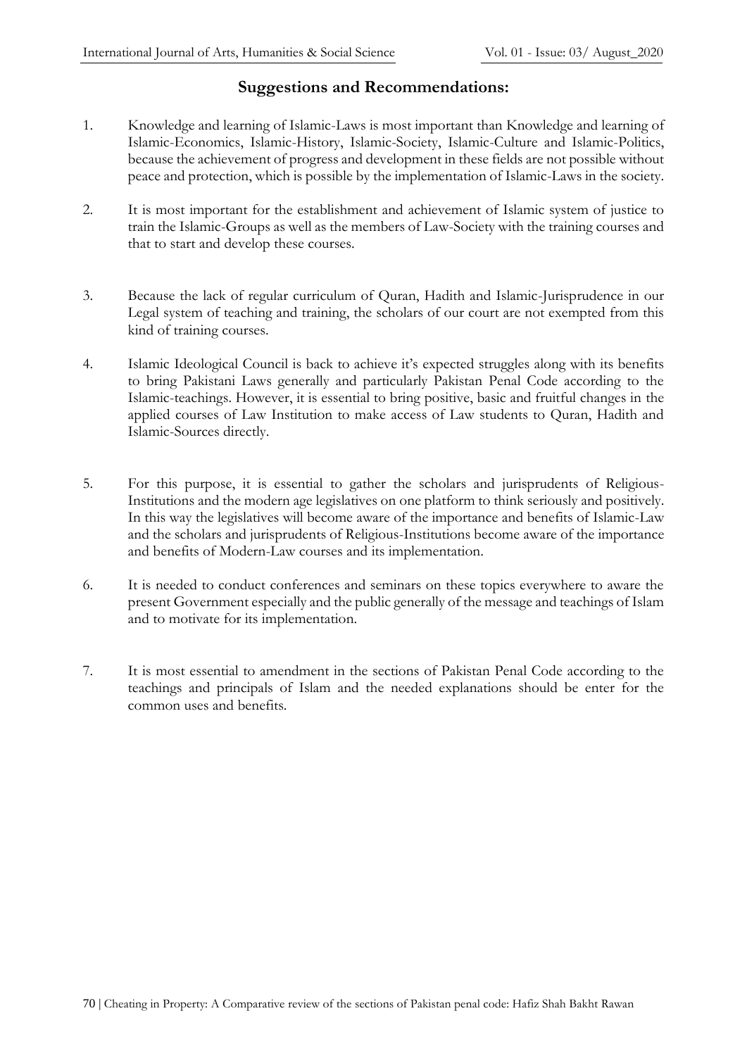## Suggestions and Recommendations:

1. Knowledge and learning of Islamic-Laws is most important than Knowledge and learning of Islamic-Economics, Islamic-History, Islamic-Society, Islamic-Culture and Islamic-Politics, because the achievement of progress and development in these fields are not possible without peace and protection, which is possible by the implementation of Islamic-Laws in the society.

2. It is most important for the establishment and achievement of Islamic system of justice to train the Islamic-Groups as well as the members of Law-Society with the training courses and that to start and develop these courses.

3. Because the lack of regular curriculum of Quran, Hadith and Islamic-Jurisprudence in our Legal system of teaching and training, the scholars of our court are not exempted from this kind of training courses.

4. Islamic Ideological Council is back to achieve it's expected struggles along with its benefits to bring Pakistani Laws generally and particularly Pakistan Penal Code according to the Islamic-teachings. However, it is essential to bring positive, basic and fruitful changes in the applied courses of Law Institution to make access of Law students to Quran, Hadith and Islamic-Sources directly.

5. For this purpose, it is essential to gather the scholars and jurisprudents of Religious-Institutions and the modern age legislatives on one platform to think seriously and positively. In this way the legislatives will become aware of the importance and benefits of Islamic-Law and the scholars and jurisprudents of Religious-Institutions become aware of the importance and benefits of Modern-Law courses and its implementation.

6. It is needed to conduct conferences and seminars on these topics everywhere to aware the present Government especially and the public generally of the message and teachings of Islam and to motivate for its implementation.

7. It is most essential to amendment in the sections of Pakistan Penal Code according to the teachings and principals of Islam and the needed explanations should be enter for the common uses and benefits.